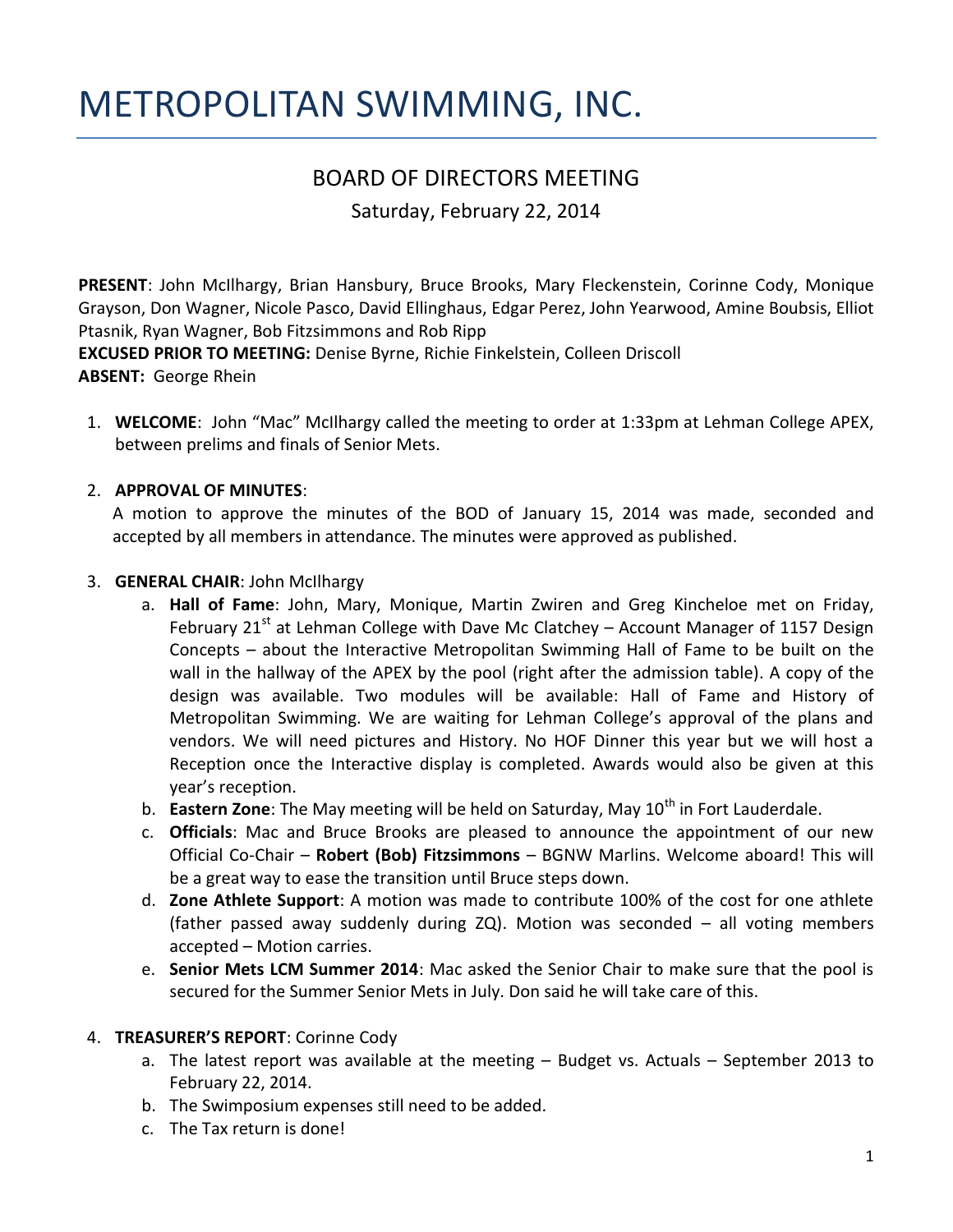# METROPOLITAN SWIMMING, INC.

## BOARD OF DIRECTORS MEETING

Saturday, February 22, 2014

**PRESENT**: John McIlhargy, Brian Hansbury, Bruce Brooks, Mary Fleckenstein, Corinne Cody, Monique Grayson, Don Wagner, Nicole Pasco, David Ellinghaus, Edgar Perez, John Yearwood, Amine Boubsis, Elliot Ptasnik, Ryan Wagner, Bob Fitzsimmons and Rob Ripp
**EXCUSED PRIOR TO MEETING:** Denise Byrne, Richie Finkelstein, Colleen Driscoll
**ABSENT:** George Rhein

1. **WELCOME**: John "Mac" McIlhargy called the meeting to order at 1:33pm at Lehman College APEX, between prelims and finals of Senior Mets.

2. **APPROVAL OF MINUTES**:
   A motion to approve the minutes of the BOD of January 15, 2014 was made, seconded and accepted by all members in attendance. The minutes were approved as published.

3. **GENERAL CHAIR**: John McIlhargy
   a. **Hall of Fame**: John, Mary, Monique, Martin Zwiren and Greg Kincheloe met on Friday, February 21st at Lehman College with Dave Mc Clatchey – Account Manager of 1157 Design Concepts – about the Interactive Metropolitan Swimming Hall of Fame to be built on the wall in the hallway of the APEX by the pool (right after the admission table). A copy of the design was available. Two modules will be available: Hall of Fame and History of Metropolitan Swimming. We are waiting for Lehman College's approval of the plans and vendors. We will need pictures and History. No HOF Dinner this year but we will host a Reception once the Interactive display is completed. Awards would also be given at this year's reception.
   b. **Eastern Zone**: The May meeting will be held on Saturday, May 10th in Fort Lauderdale.
   c. **Officials**: Mac and Bruce Brooks are pleased to announce the appointment of our new Official Co-Chair – **Robert (Bob) Fitzsimmons** – BGNW Marlins. Welcome aboard! This will be a great way to ease the transition until Bruce steps down.
   d. **Zone Athlete Support**: A motion was made to contribute 100% of the cost for one athlete (father passed away suddenly during ZQ). Motion was seconded – all voting members accepted – Motion carries.
   e. **Senior Mets LCM Summer 2014**: Mac asked the Senior Chair to make sure that the pool is secured for the Summer Senior Mets in July. Don said he will take care of this.

4. **TREASURER'S REPORT**: Corinne Cody
   a. The latest report was available at the meeting – Budget vs. Actuals – September 2013 to February 22, 2014.
   b. The Swimposium expenses still need to be added.
   c. The Tax return is done!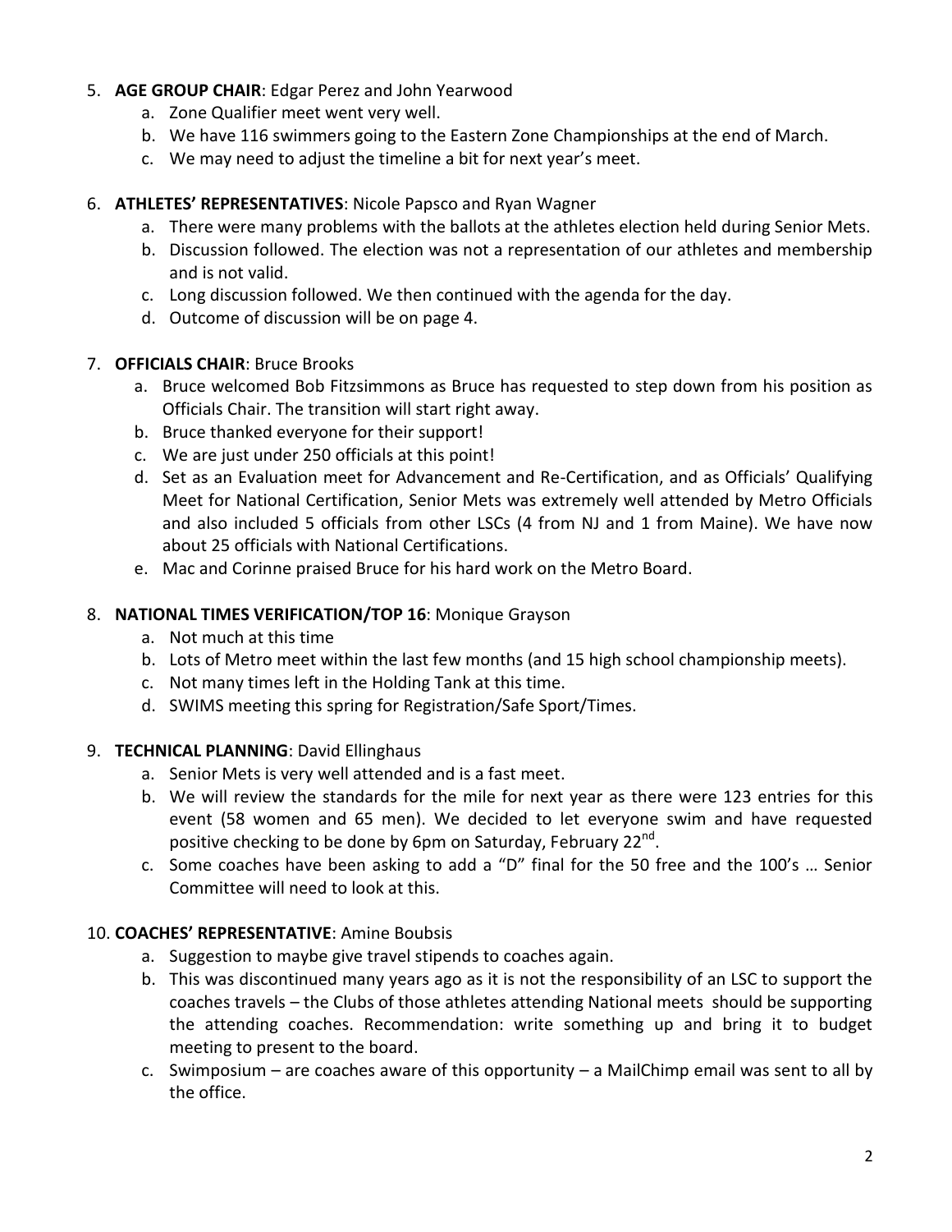5. **AGE GROUP CHAIR**: Edgar Perez and John Yearwood
   a. Zone Qualifier meet went very well.
   b. We have 116 swimmers going to the Eastern Zone Championships at the end of March.
   c. We may need to adjust the timeline a bit for next year's meet.

6. **ATHLETES' REPRESENTATIVES**: Nicole Papsco and Ryan Wagner
   a. There were many problems with the ballots at the athletes election held during Senior Mets.
   b. Discussion followed. The election was not a representation of our athletes and membership and is not valid.
   c. Long discussion followed. We then continued with the agenda for the day.
   d. Outcome of discussion will be on page 4.

7. **OFFICIALS CHAIR**: Bruce Brooks
   a. Bruce welcomed Bob Fitzsimmons as Bruce has requested to step down from his position as Officials Chair. The transition will start right away.
   b. Bruce thanked everyone for their support!
   c. We are just under 250 officials at this point!
   d. Set as an Evaluation meet for Advancement and Re-Certification, and as Officials' Qualifying Meet for National Certification, Senior Mets was extremely well attended by Metro Officials and also included 5 officials from other LSCs (4 from NJ and 1 from Maine). We have now about 25 officials with National Certifications.
   e. Mac and Corinne praised Bruce for his hard work on the Metro Board.

8. **NATIONAL TIMES VERIFICATION/TOP 16**: Monique Grayson
   a. Not much at this time
   b. Lots of Metro meet within the last few months (and 15 high school championship meets).
   c. Not many times left in the Holding Tank at this time.
   d. SWIMS meeting this spring for Registration/Safe Sport/Times.

9. **TECHNICAL PLANNING**: David Ellinghaus
   a. Senior Mets is very well attended and is a fast meet.
   b. We will review the standards for the mile for next year as there were 123 entries for this event (58 women and 65 men). We decided to let everyone swim and have requested positive checking to be done by 6pm on Saturday, February 22nd.
   c. Some coaches have been asking to add a "D" final for the 50 free and the 100's … Senior Committee will need to look at this.

10. **COACHES' REPRESENTATIVE**: Amine Boubsis
    a. Suggestion to maybe give travel stipends to coaches again.
    b. This was discontinued many years ago as it is not the responsibility of an LSC to support the coaches travels – the Clubs of those athletes attending National meets should be supporting the attending coaches. Recommendation: write something up and bring it to budget meeting to present to the board.
    c. Swimposium – are coaches aware of this opportunity – a MailChimp email was sent to all by the office.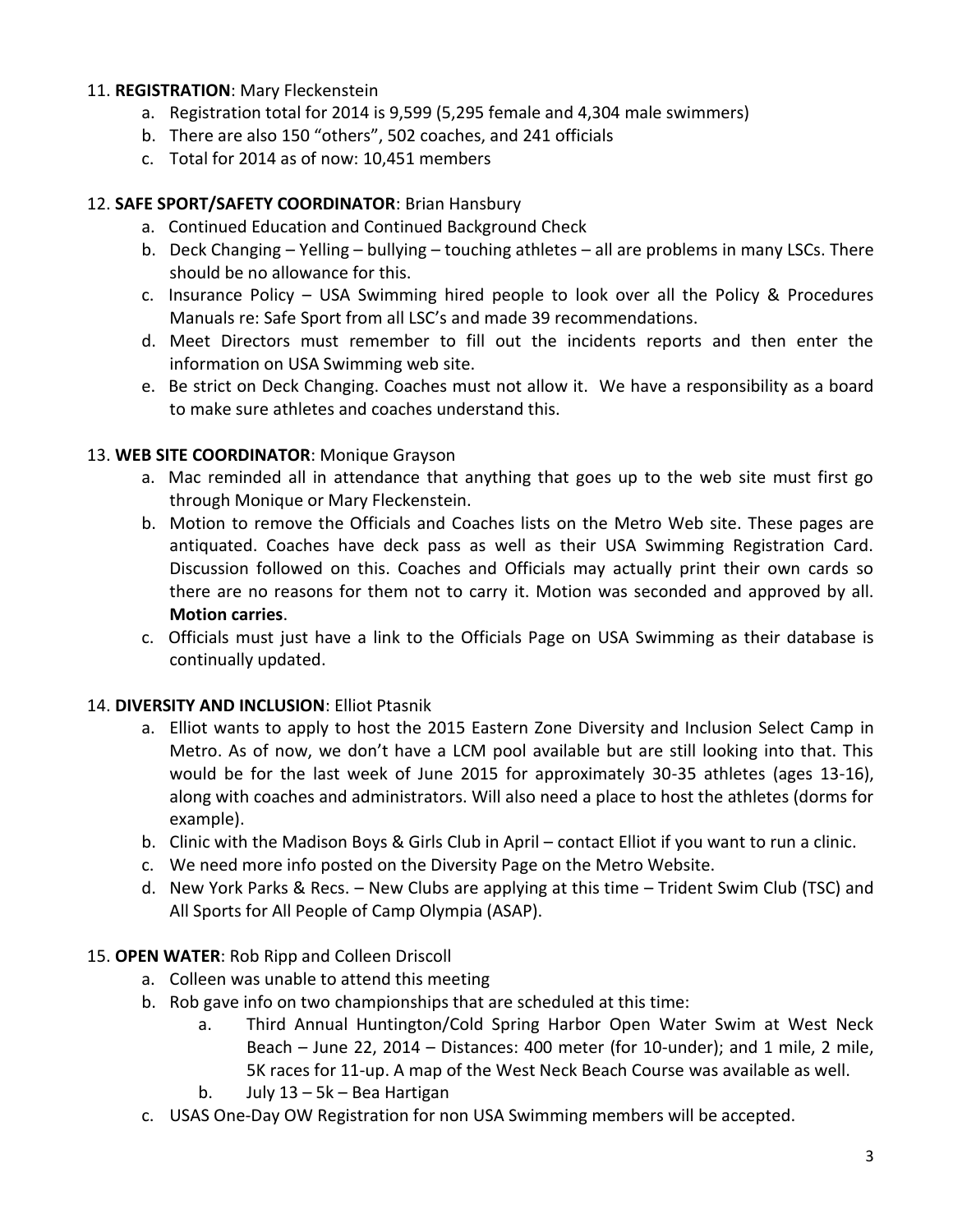11. **REGISTRATION**: Mary Fleckenstein
    a. Registration total for 2014 is 9,599 (5,295 female and 4,304 male swimmers)
    b. There are also 150 "others", 502 coaches, and 241 officials
    c. Total for 2014 as of now: 10,451 members

12. **SAFE SPORT/SAFETY COORDINATOR**: Brian Hansbury
    a. Continued Education and Continued Background Check
    b. Deck Changing – Yelling – bullying – touching athletes – all are problems in many LSCs. There should be no allowance for this.
    c. Insurance Policy – USA Swimming hired people to look over all the Policy & Procedures Manuals re: Safe Sport from all LSC's and made 39 recommendations.
    d. Meet Directors must remember to fill out the incidents reports and then enter the information on USA Swimming web site.
    e. Be strict on Deck Changing. Coaches must not allow it. We have a responsibility as a board to make sure athletes and coaches understand this.

13. **WEB SITE COORDINATOR**: Monique Grayson
    a. Mac reminded all in attendance that anything that goes up to the web site must first go through Monique or Mary Fleckenstein.
    b. Motion to remove the Officials and Coaches lists on the Metro Web site. These pages are antiquated. Coaches have deck pass as well as their USA Swimming Registration Card. Discussion followed on this. Coaches and Officials may actually print their own cards so there are no reasons for them not to carry it. Motion was seconded and approved by all. **Motion carries**.
    c. Officials must just have a link to the Officials Page on USA Swimming as their database is continually updated.

14. **DIVERSITY AND INCLUSION**: Elliot Ptasnik
    a. Elliot wants to apply to host the 2015 Eastern Zone Diversity and Inclusion Select Camp in Metro. As of now, we don't have a LCM pool available but are still looking into that. This would be for the last week of June 2015 for approximately 30-35 athletes (ages 13-16), along with coaches and administrators. Will also need a place to host the athletes (dorms for example).
    b. Clinic with the Madison Boys & Girls Club in April – contact Elliot if you want to run a clinic.
    c. We need more info posted on the Diversity Page on the Metro Website.
    d. New York Parks & Recs. – New Clubs are applying at this time – Trident Swim Club (TSC) and All Sports for All People of Camp Olympia (ASAP).

15. **OPEN WATER**: Rob Ripp and Colleen Driscoll
    a. Colleen was unable to attend this meeting
    b. Rob gave info on two championships that are scheduled at this time:
        a. Third Annual Huntington/Cold Spring Harbor Open Water Swim at West Neck Beach – June 22, 2014 – Distances: 400 meter (for 10-under); and 1 mile, 2 mile, 5K races for 11-up. A map of the West Neck Beach Course was available as well.
        b. July 13 – 5k – Bea Hartigan
    c. USAS One-Day OW Registration for non USA Swimming members will be accepted.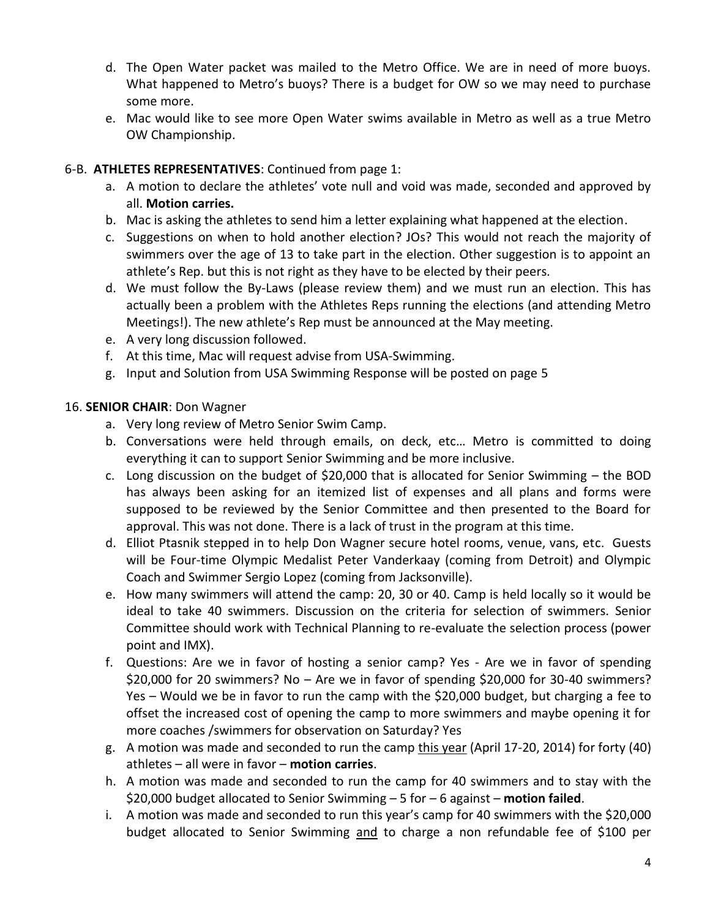d. The Open Water packet was mailed to the Metro Office. We are in need of more buoys. What happened to Metro's buoys? There is a budget for OW so we may need to purchase some more.
e. Mac would like to see more Open Water swims available in Metro as well as a true Metro OW Championship.

## 6-B. **ATHLETES REPRESENTATIVES**: Continued from page 1:

a. A motion to declare the athletes' vote null and void was made, seconded and approved by all. **Motion carries.**
b. Mac is asking the athletes to send him a letter explaining what happened at the election.
c. Suggestions on when to hold another election? JOs? This would not reach the majority of swimmers over the age of 13 to take part in the election. Other suggestion is to appoint an athlete's Rep. but this is not right as they have to be elected by their peers.
d. We must follow the By-Laws (please review them) and we must run an election. This has actually been a problem with the Athletes Reps running the elections (and attending Metro Meetings!). The new athlete's Rep must be announced at the May meeting.
e. A very long discussion followed.
f. At this time, Mac will request advise from USA-Swimming.
g. Input and Solution from USA Swimming Response will be posted on page 5

## 16. **SENIOR CHAIR**: Don Wagner

a. Very long review of Metro Senior Swim Camp.
b. Conversations were held through emails, on deck, etc… Metro is committed to doing everything it can to support Senior Swimming and be more inclusive.
c. Long discussion on the budget of $20,000 that is allocated for Senior Swimming – the BOD has always been asking for an itemized list of expenses and all plans and forms were supposed to be reviewed by the Senior Committee and then presented to the Board for approval. This was not done. There is a lack of trust in the program at this time.
d. Elliot Ptasnik stepped in to help Don Wagner secure hotel rooms, venue, vans, etc. Guests will be Four-time Olympic Medalist Peter Vanderkaay (coming from Detroit) and Olympic Coach and Swimmer Sergio Lopez (coming from Jacksonville).
e. How many swimmers will attend the camp: 20, 30 or 40. Camp is held locally so it would be ideal to take 40 swimmers. Discussion on the criteria for selection of swimmers. Senior Committee should work with Technical Planning to re-evaluate the selection process (power point and IMX).
f. Questions: Are we in favor of hosting a senior camp? Yes - Are we in favor of spending $20,000 for 20 swimmers? No – Are we in favor of spending $20,000 for 30-40 swimmers? Yes – Would we be in favor to run the camp with the $20,000 budget, but charging a fee to offset the increased cost of opening the camp to more swimmers and maybe opening it for more coaches /swimmers for observation on Saturday? Yes
g. A motion was made and seconded to run the camp <u>this year</u> (April 17-20, 2014) for forty (40) athletes – all were in favor – **motion carries**.
h. A motion was made and seconded to run the camp for 40 swimmers and to stay with the $20,000 budget allocated to Senior Swimming – 5 for – 6 against – **motion failed**.
i. A motion was made and seconded to run this year's camp for 40 swimmers with the $20,000 budget allocated to Senior Swimming <u>and</u> to charge a non refundable fee of $100 per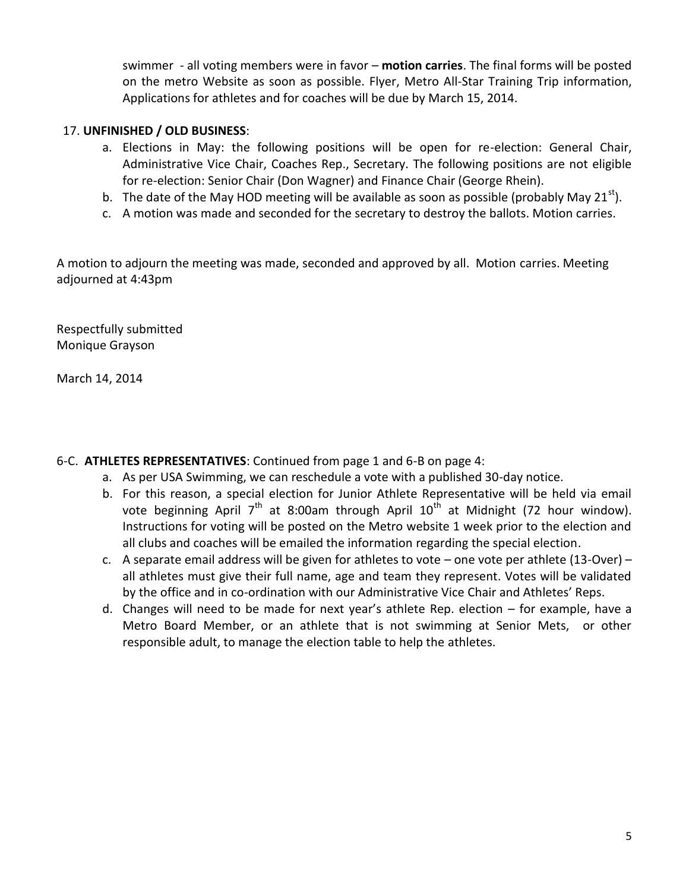swimmer - all voting members were in favor – **motion carries**. The final forms will be posted on the metro Website as soon as possible. Flyer, Metro All-Star Training Trip information, Applications for athletes and for coaches will be due by March 15, 2014.

17. **UNFINISHED / OLD BUSINESS**:
   a. Elections in May: the following positions will be open for re-election: General Chair, Administrative Vice Chair, Coaches Rep., Secretary. The following positions are not eligible for re-election: Senior Chair (Don Wagner) and Finance Chair (George Rhein).
   b. The date of the May HOD meeting will be available as soon as possible (probably May 21st).
   c. A motion was made and seconded for the secretary to destroy the ballots. Motion carries.

A motion to adjourn the meeting was made, seconded and approved by all. Motion carries. Meeting adjourned at 4:43pm

Respectfully submitted
Monique Grayson

March 14, 2014

6-C. **ATHLETES REPRESENTATIVES**: Continued from page 1 and 6-B on page 4:
   a. As per USA Swimming, we can reschedule a vote with a published 30-day notice.
   b. For this reason, a special election for Junior Athlete Representative will be held via email vote beginning April 7th at 8:00am through April 10th at Midnight (72 hour window). Instructions for voting will be posted on the Metro website 1 week prior to the election and all clubs and coaches will be emailed the information regarding the special election.
   c. A separate email address will be given for athletes to vote – one vote per athlete (13-Over) – all athletes must give their full name, age and team they represent. Votes will be validated by the office and in co-ordination with our Administrative Vice Chair and Athletes' Reps.
   d. Changes will need to be made for next year's athlete Rep. election – for example, have a Metro Board Member, or an athlete that is not swimming at Senior Mets, or other responsible adult, to manage the election table to help the athletes.